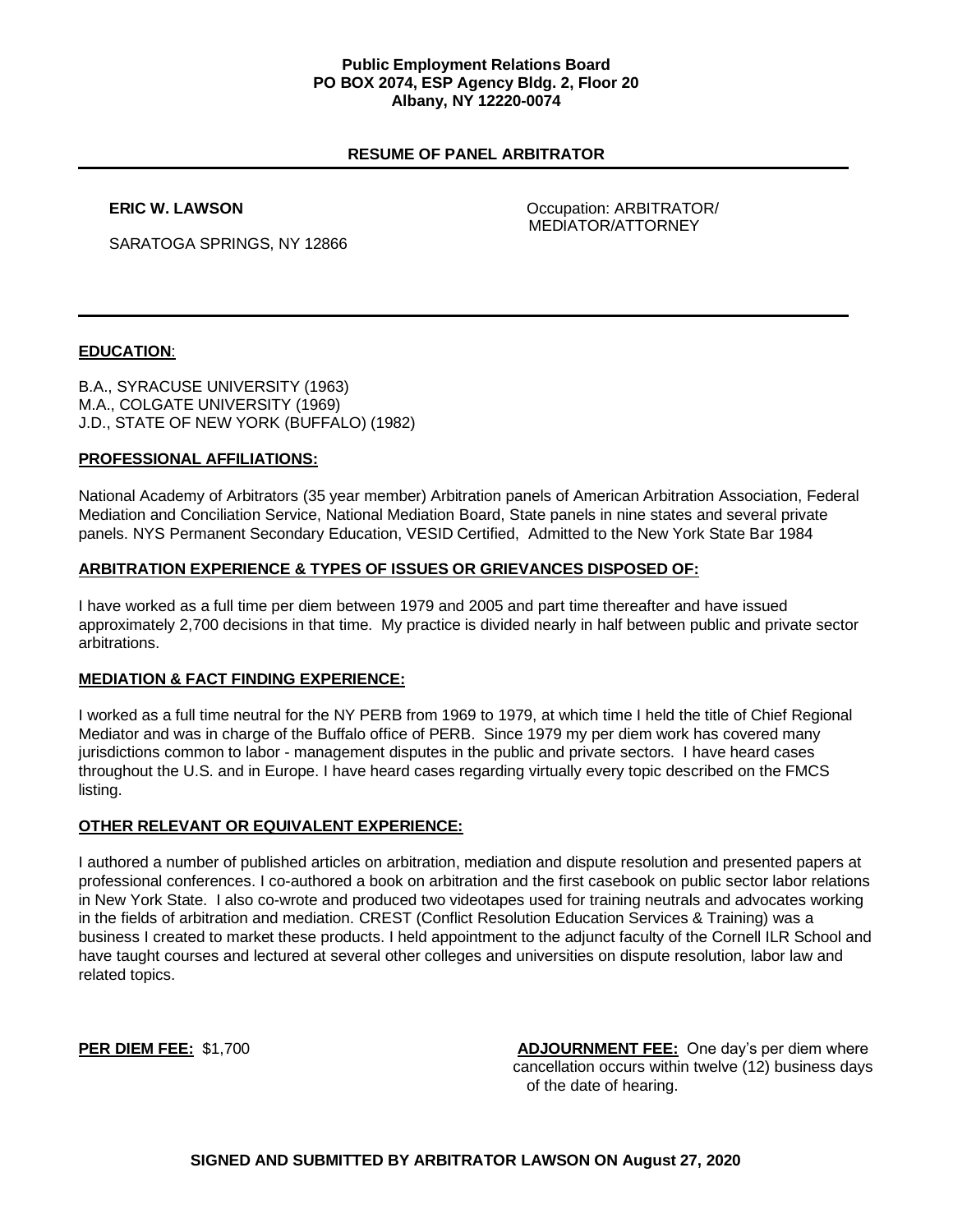**Public Employment Relations Board**
**PO BOX 2074, ESP Agency Bldg. 2, Floor 20**
**Albany, NY 12220-0074**

## RESUME OF PANEL ARBITRATOR

**ERIC W. LAWSON**

SARATOGA SPRINGS, NY 12866

Occupation: ARBITRATOR/ MEDIATOR/ATTORNEY

---

### EDUCATION:

B.A., SYRACUSE UNIVERSITY (1963)
M.A., COLGATE UNIVERSITY (1969)
J.D., STATE OF NEW YORK (BUFFALO) (1982)

### PROFESSIONAL AFFILIATIONS:

National Academy of Arbitrators (35 year member) Arbitration panels of American Arbitration Association, Federal Mediation and Conciliation Service, National Mediation Board, State panels in nine states and several private panels. NYS Permanent Secondary Education, VESID Certified, Admitted to the New York State Bar 1984

### ARBITRATION EXPERIENCE & TYPES OF ISSUES OR GRIEVANCES DISPOSED OF:

I have worked as a full time per diem between 1979 and 2005 and part time thereafter and have issued approximately 2,700 decisions in that time. My practice is divided nearly in half between public and private sector arbitrations.

### MEDIATION & FACT FINDING EXPERIENCE:

I worked as a full time neutral for the NY PERB from 1969 to 1979, at which time I held the title of Chief Regional Mediator and was in charge of the Buffalo office of PERB. Since 1979 my per diem work has covered many jurisdictions common to labor - management disputes in the public and private sectors. I have heard cases throughout the U.S. and in Europe. I have heard cases regarding virtually every topic described on the FMCS listing.

### OTHER RELEVANT OR EQUIVALENT EXPERIENCE:

I authored a number of published articles on arbitration, mediation and dispute resolution and presented papers at professional conferences. I co-authored a book on arbitration and the first casebook on public sector labor relations in New York State. I also co-wrote and produced two videotapes used for training neutrals and advocates working in the fields of arbitration and mediation. CREST (Conflict Resolution Education Services & Training) was a business I created to market these products. I held appointment to the adjunct faculty of the Cornell ILR School and have taught courses and lectured at several other colleges and universities on dispute resolution, labor law and related topics.

**PER DIEM FEE:** $1,700

**ADJOURNMENT FEE:** One day's per diem where cancellation occurs within twelve (12) business days of the date of hearing.

**SIGNED AND SUBMITTED BY ARBITRATOR LAWSON ON August 27, 2020**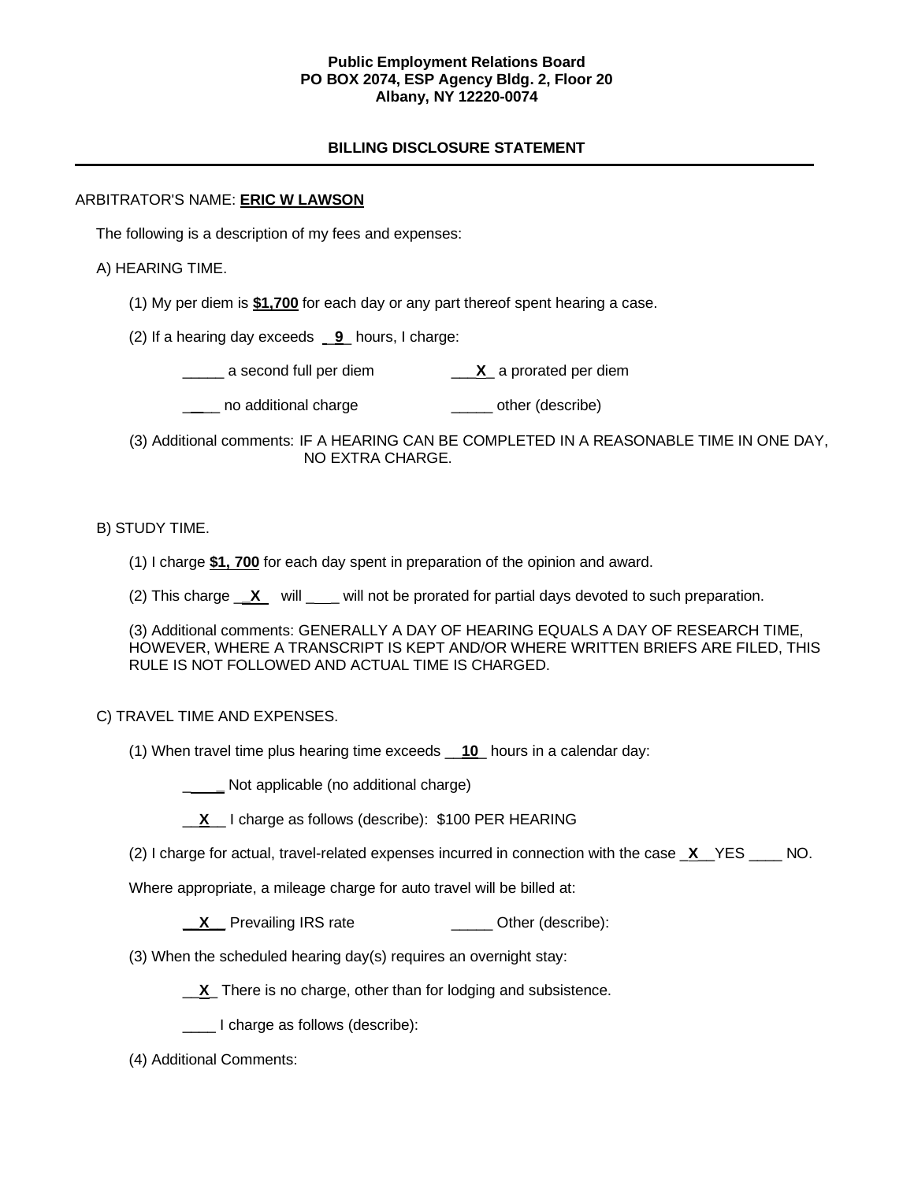**Public Employment Relations Board**
**PO BOX 2074, ESP Agency Bldg. 2, Floor 20**
**Albany, NY 12220-0074**

## BILLING DISCLOSURE STATEMENT

---

ARBITRATOR'S NAME: **ERIC W LAWSON**

The following is a description of my fees and expenses:

A) HEARING TIME.

(1) My per diem is **$1,700** for each day or any part thereof spent hearing a case.

(2) If a hearing day exceeds __**9**_ hours, I charge:

_____ a second full per diem ___**X**_ a prorated per diem

_____ no additional charge _____ other (describe)

(3) Additional comments: IF A HEARING CAN BE COMPLETED IN A REASONABLE TIME IN ONE DAY, NO EXTRA CHARGE.

B) STUDY TIME.

(1) I charge **$1, 700** for each day spent in preparation of the opinion and award.

(2) This charge __**X**_ will ____ will not be prorated for partial days devoted to such preparation.

(3) Additional comments: GENERALLY A DAY OF HEARING EQUALS A DAY OF RESEARCH TIME, HOWEVER, WHERE A TRANSCRIPT IS KEPT AND/OR WHERE WRITTEN BRIEFS ARE FILED, THIS RULE IS NOT FOLLOWED AND ACTUAL TIME IS CHARGED.

C) TRAVEL TIME AND EXPENSES.

(1) When travel time plus hearing time exceeds __**10**_ hours in a calendar day:

_____ Not applicable (no additional charge)

__**X**__ I charge as follows (describe): $100 PER HEARING

(2) I charge for actual, travel-related expenses incurred in connection with the case _**X**__YES ____ NO.

Where appropriate, a mileage charge for auto travel will be billed at:

__**X**__ Prevailing IRS rate _____ Other (describe):

(3) When the scheduled hearing day(s) requires an overnight stay:

__**X**_ There is no charge, other than for lodging and subsistence.

____ I charge as follows (describe):

(4) Additional Comments: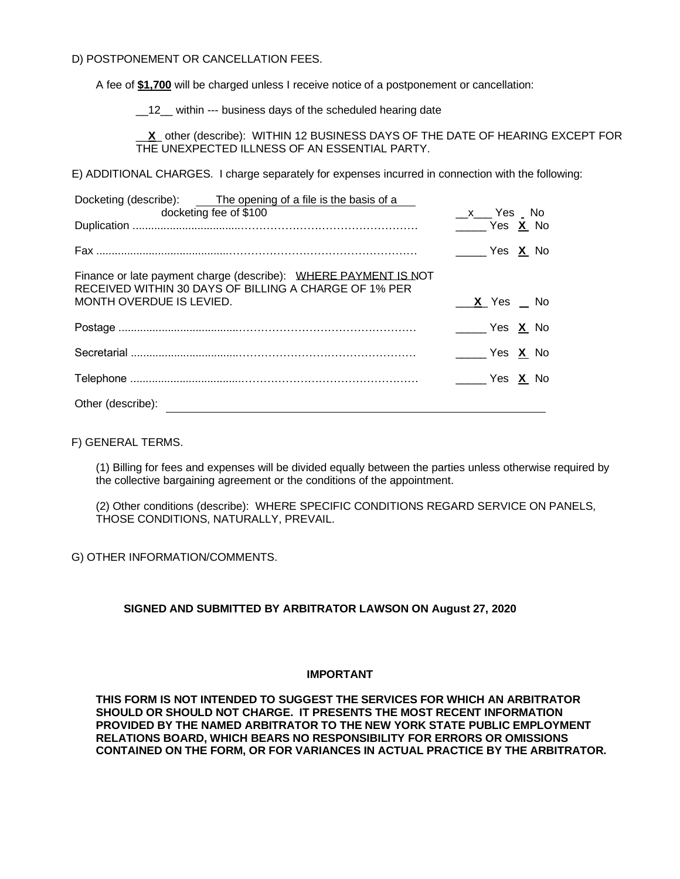D) POSTPONEMENT OR CANCELLATION FEES.

A fee of **$1,700** will be charged unless I receive notice of a postponement or cancellation:

__12__ within --- business days of the scheduled hearing date

__**X**_ other (describe): WITHIN 12 BUSINESS DAYS OF THE DATE OF HEARING EXCEPT FOR THE UNEXPECTED ILLNESS OF AN ESSENTIAL PARTY.

E) ADDITIONAL CHARGES. I charge separately for expenses incurred in connection with the following:

| | |
|---|---|
| Docketing (describe): The opening of a file is the basis of a docketing fee of $100 | __x___ Yes _ No |
| Duplication ............................................ | _____ Yes **X** No |
| Fax ............................................ | _____ Yes **X** No |
| Finance or late payment charge (describe): WHERE PAYMENT IS NOT RECEIVED WITHIN 30 DAYS OF BILLING A CHARGE OF 1% PER MONTH OVERDUE IS LEVIED. | ___**X** Yes _ No |
| Postage ............................................ | _____ Yes **X** No |
| Secretarial ............................................ | _____ Yes **X** No |
| Telephone ............................................ | _____ Yes **X** No |
| Other (describe): | |

F) GENERAL TERMS.

(1) Billing for fees and expenses will be divided equally between the parties unless otherwise required by the collective bargaining agreement or the conditions of the appointment.

(2) Other conditions (describe): WHERE SPECIFIC CONDITIONS REGARD SERVICE ON PANELS, THOSE CONDITIONS, NATURALLY, PREVAIL.

G) OTHER INFORMATION/COMMENTS.

**SIGNED AND SUBMITTED BY ARBITRATOR LAWSON ON August 27, 2020**

**IMPORTANT**

**THIS FORM IS NOT INTENDED TO SUGGEST THE SERVICES FOR WHICH AN ARBITRATOR SHOULD OR SHOULD NOT CHARGE. IT PRESENTS THE MOST RECENT INFORMATION PROVIDED BY THE NAMED ARBITRATOR TO THE NEW YORK STATE PUBLIC EMPLOYMENT RELATIONS BOARD, WHICH BEARS NO RESPONSIBILITY FOR ERRORS OR OMISSIONS CONTAINED ON THE FORM, OR FOR VARIANCES IN ACTUAL PRACTICE BY THE ARBITRATOR.**